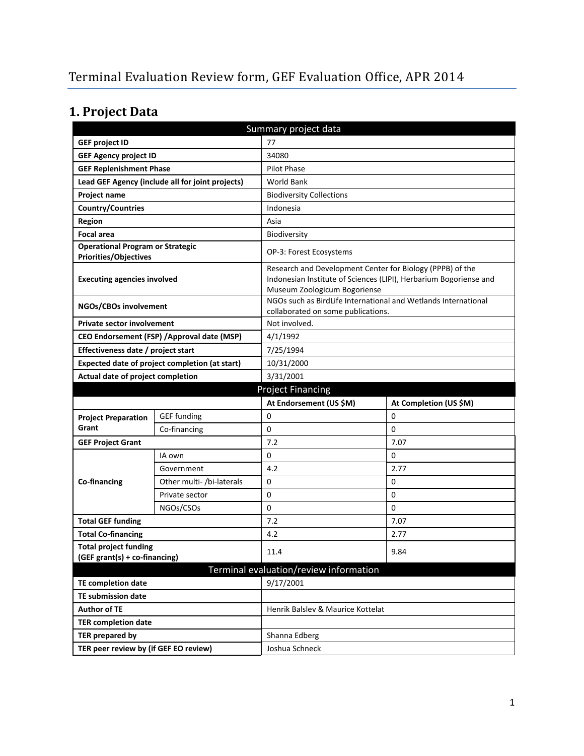# Terminal Evaluation Review form, GEF Evaluation Office, APR 2014

## 1. Project Data

| Summary project data | | | |
|---|---|---|---|
| **GEF project ID** | | 77 | |
| **GEF Agency project ID** | | 34080 | |
| **GEF Replenishment Phase** | | Pilot Phase | |
| **Lead GEF Agency (include all for joint projects)** | | World Bank | |
| **Project name** | | Biodiversity Collections | |
| **Country/Countries** | | Indonesia | |
| **Region** | | Asia | |
| **Focal area** | | Biodiversity | |
| **Operational Program or Strategic Priorities/Objectives** | | OP-3: Forest Ecosystems | |
| **Executing agencies involved** | | Research and Development Center for Biology (PPPB) of the Indonesian Institute of Sciences (LIPI), Herbarium Bogoriense and Museum Zoologicum Bogoriense | |
| **NGOs/CBOs involvement** | | NGOs such as BirdLife International and Wetlands International collaborated on some publications. | |
| **Private sector involvement** | | Not involved. | |
| **CEO Endorsement (FSP) /Approval date (MSP)** | | 4/1/1992 | |
| **Effectiveness date / project start** | | 7/25/1994 | |
| **Expected date of project completion (at start)** | | 10/31/2000 | |
| **Actual date of project completion** | | 3/31/2001 | |
| **Project Financing** | | | |
| | | **At Endorsement (US $M)** | **At Completion (US $M)** |
| **Project Preparation Grant** | GEF funding | 0 | 0 |
| | Co-financing | 0 | 0 |
| **GEF Project Grant** | | 7.2 | 7.07 |
| **Co-financing** | IA own | 0 | 0 |
| | Government | 4.2 | 2.77 |
| | Other multi- /bi-laterals | 0 | 0 |
| | Private sector | 0 | 0 |
| | NGOs/CSOs | 0 | 0 |
| **Total GEF funding** | | 7.2 | 7.07 |
| **Total Co-financing** | | 4.2 | 2.77 |
| **Total project funding (GEF grant(s) + co-financing)** | | 11.4 | 9.84 |
| **Terminal evaluation/review information** | | | |
| **TE completion date** | | 9/17/2001 | |
| **TE submission date** | | | |
| **Author of TE** | | Henrik Balslev & Maurice Kottelat | |
| **TER completion date** | | | |
| **TER prepared by** | | Shanna Edberg | |
| **TER peer review by (if GEF EO review)** | | Joshua Schneck | |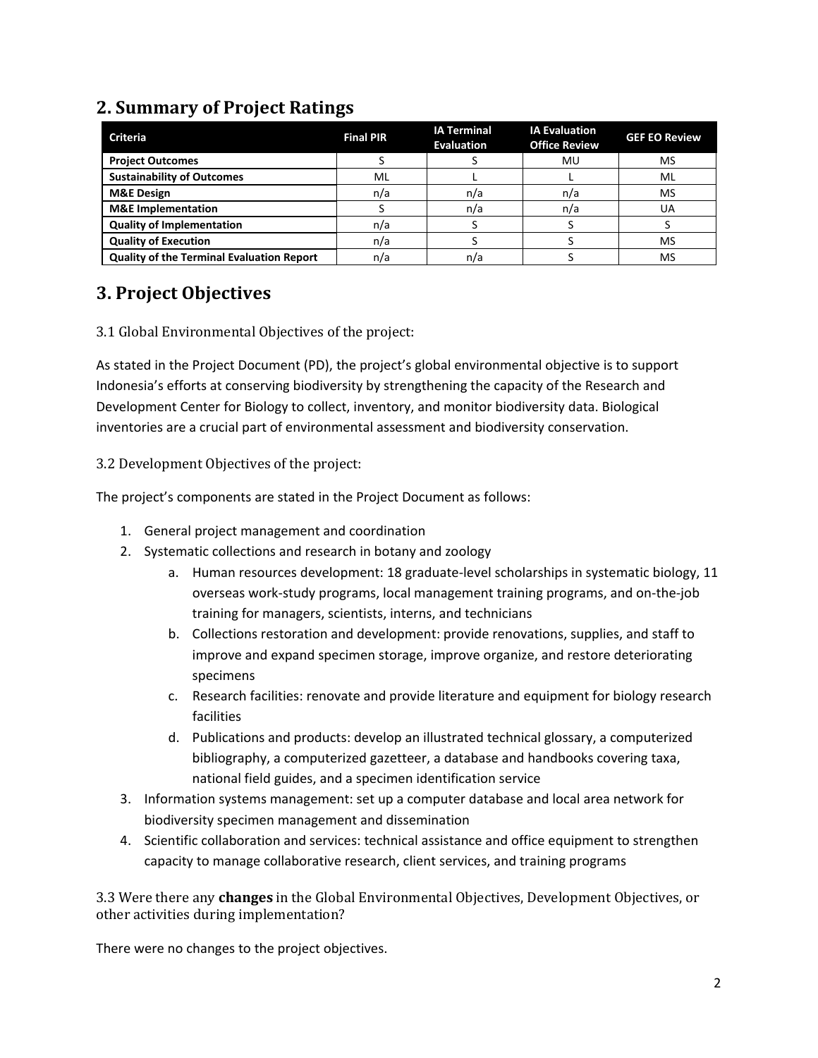## 2. Summary of Project Ratings

| Criteria | Final PIR | IA Terminal Evaluation | IA Evaluation Office Review | GEF EO Review |
|---|---|---|---|---|
| **Project Outcomes** | S | S | MU | MS |
| **Sustainability of Outcomes** | ML | L | L | ML |
| **M&E Design** | n/a | n/a | n/a | MS |
| **M&E Implementation** | S | n/a | n/a | UA |
| **Quality of Implementation** | n/a | S | S | S |
| **Quality of Execution** | n/a | S | S | MS |
| **Quality of the Terminal Evaluation Report** | n/a | n/a | S | MS |

## 3. Project Objectives

3.1 Global Environmental Objectives of the project:

As stated in the Project Document (PD), the project's global environmental objective is to support Indonesia's efforts at conserving biodiversity by strengthening the capacity of the Research and Development Center for Biology to collect, inventory, and monitor biodiversity data. Biological inventories are a crucial part of environmental assessment and biodiversity conservation.

3.2 Development Objectives of the project:

The project's components are stated in the Project Document as follows:

1. General project management and coordination
2. Systematic collections and research in botany and zoology
   a. Human resources development: 18 graduate-level scholarships in systematic biology, 11 overseas work-study programs, local management training programs, and on-the-job training for managers, scientists, interns, and technicians
   b. Collections restoration and development: provide renovations, supplies, and staff to improve and expand specimen storage, improve organize, and restore deteriorating specimens
   c. Research facilities: renovate and provide literature and equipment for biology research facilities
   d. Publications and products: develop an illustrated technical glossary, a computerized bibliography, a computerized gazetteer, a database and handbooks covering taxa, national field guides, and a specimen identification service
3. Information systems management: set up a computer database and local area network for biodiversity specimen management and dissemination
4. Scientific collaboration and services: technical assistance and office equipment to strengthen capacity to manage collaborative research, client services, and training programs

3.3 Were there any **changes** in the Global Environmental Objectives, Development Objectives, or other activities during implementation?

There were no changes to the project objectives.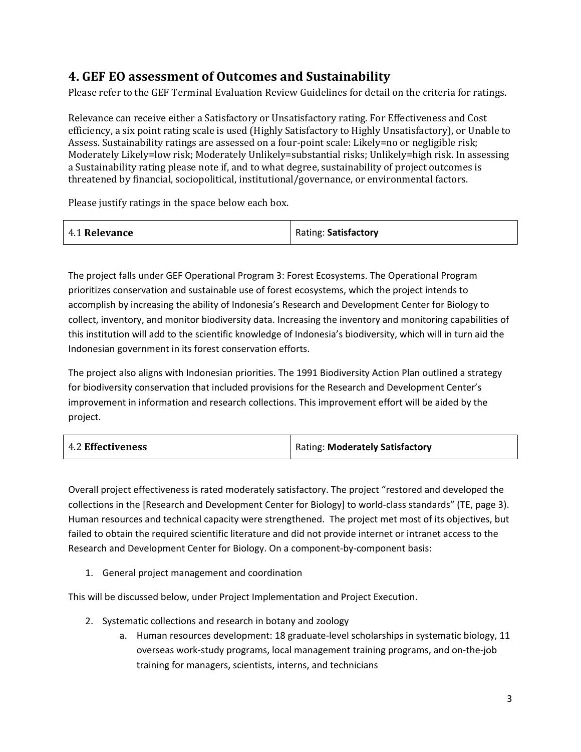## 4. GEF EO assessment of Outcomes and Sustainability

Please refer to the GEF Terminal Evaluation Review Guidelines for detail on the criteria for ratings.

Relevance can receive either a Satisfactory or Unsatisfactory rating. For Effectiveness and Cost efficiency, a six point rating scale is used (Highly Satisfactory to Highly Unsatisfactory), or Unable to Assess. Sustainability ratings are assessed on a four-point scale: Likely=no or negligible risk; Moderately Likely=low risk; Moderately Unlikely=substantial risks; Unlikely=high risk. In assessing a Sustainability rating please note if, and to what degree, sustainability of project outcomes is threatened by financial, sociopolitical, institutional/governance, or environmental factors.

Please justify ratings in the space below each box.

| 4.1 **Relevance** | Rating: **Satisfactory** |
|---|---|

The project falls under GEF Operational Program 3: Forest Ecosystems. The Operational Program prioritizes conservation and sustainable use of forest ecosystems, which the project intends to accomplish by increasing the ability of Indonesia's Research and Development Center for Biology to collect, inventory, and monitor biodiversity data. Increasing the inventory and monitoring capabilities of this institution will add to the scientific knowledge of Indonesia's biodiversity, which will in turn aid the Indonesian government in its forest conservation efforts.

The project also aligns with Indonesian priorities. The 1991 Biodiversity Action Plan outlined a strategy for biodiversity conservation that included provisions for the Research and Development Center's improvement in information and research collections. This improvement effort will be aided by the project.

| 4.2 **Effectiveness** | Rating: **Moderately Satisfactory** |
|---|---|

Overall project effectiveness is rated moderately satisfactory. The project "restored and developed the collections in the [Research and Development Center for Biology] to world-class standards" (TE, page 3). Human resources and technical capacity were strengthened. The project met most of its objectives, but failed to obtain the required scientific literature and did not provide internet or intranet access to the Research and Development Center for Biology. On a component-by-component basis:

1. General project management and coordination

This will be discussed below, under Project Implementation and Project Execution.

2. Systematic collections and research in botany and zoology
    a. Human resources development: 18 graduate-level scholarships in systematic biology, 11 overseas work-study programs, local management training programs, and on-the-job training for managers, scientists, interns, and technicians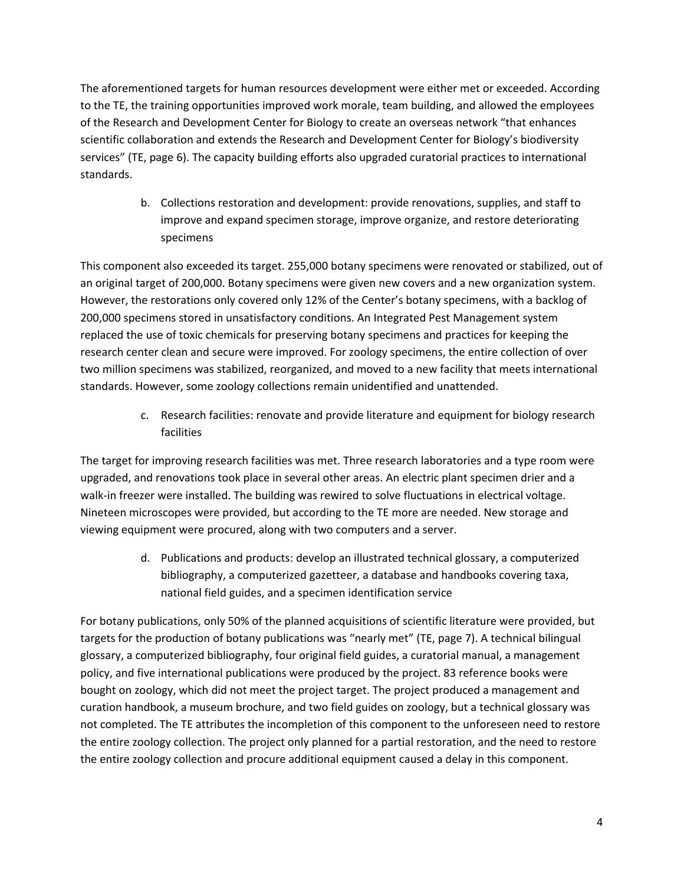The aforementioned targets for human resources development were either met or exceeded. According to the TE, the training opportunities improved work morale, team building, and allowed the employees of the Research and Development Center for Biology to create an overseas network "that enhances scientific collaboration and extends the Research and Development Center for Biology's biodiversity services" (TE, page 6). The capacity building efforts also upgraded curatorial practices to international standards.

b. Collections restoration and development: provide renovations, supplies, and staff to improve and expand specimen storage, improve organize, and restore deteriorating specimens

This component also exceeded its target. 255,000 botany specimens were renovated or stabilized, out of an original target of 200,000. Botany specimens were given new covers and a new organization system. However, the restorations only covered only 12% of the Center's botany specimens, with a backlog of 200,000 specimens stored in unsatisfactory conditions. An Integrated Pest Management system replaced the use of toxic chemicals for preserving botany specimens and practices for keeping the research center clean and secure were improved. For zoology specimens, the entire collection of over two million specimens was stabilized, reorganized, and moved to a new facility that meets international standards. However, some zoology collections remain unidentified and unattended.

c. Research facilities: renovate and provide literature and equipment for biology research facilities

The target for improving research facilities was met. Three research laboratories and a type room were upgraded, and renovations took place in several other areas. An electric plant specimen drier and a walk-in freezer were installed. The building was rewired to solve fluctuations in electrical voltage. Nineteen microscopes were provided, but according to the TE more are needed. New storage and viewing equipment were procured, along with two computers and a server.

d. Publications and products: develop an illustrated technical glossary, a computerized bibliography, a computerized gazetteer, a database and handbooks covering taxa, national field guides, and a specimen identification service

For botany publications, only 50% of the planned acquisitions of scientific literature were provided, but targets for the production of botany publications was "nearly met" (TE, page 7). A technical bilingual glossary, a computerized bibliography, four original field guides, a curatorial manual, a management policy, and five international publications were produced by the project. 83 reference books were bought on zoology, which did not meet the project target. The project produced a management and curation handbook, a museum brochure, and two field guides on zoology, but a technical glossary was not completed. The TE attributes the incompletion of this component to the unforeseen need to restore the entire zoology collection. The project only planned for a partial restoration, and the need to restore the entire zoology collection and procure additional equipment caused a delay in this component.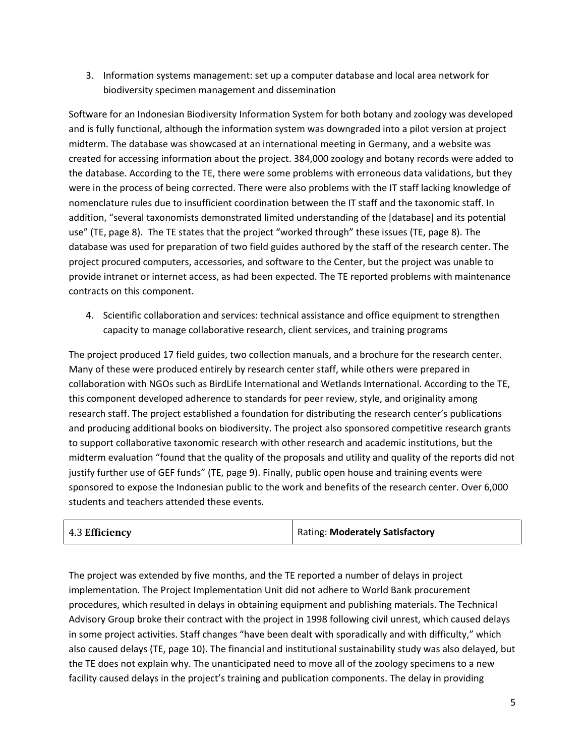3. Information systems management: set up a computer database and local area network for biodiversity specimen management and dissemination

Software for an Indonesian Biodiversity Information System for both botany and zoology was developed and is fully functional, although the information system was downgraded into a pilot version at project midterm. The database was showcased at an international meeting in Germany, and a website was created for accessing information about the project. 384,000 zoology and botany records were added to the database. According to the TE, there were some problems with erroneous data validations, but they were in the process of being corrected. There were also problems with the IT staff lacking knowledge of nomenclature rules due to insufficient coordination between the IT staff and the taxonomic staff. In addition, "several taxonomists demonstrated limited understanding of the [database] and its potential use" (TE, page 8). The TE states that the project "worked through" these issues (TE, page 8). The database was used for preparation of two field guides authored by the staff of the research center. The project procured computers, accessories, and software to the Center, but the project was unable to provide intranet or internet access, as had been expected. The TE reported problems with maintenance contracts on this component.

4. Scientific collaboration and services: technical assistance and office equipment to strengthen capacity to manage collaborative research, client services, and training programs

The project produced 17 field guides, two collection manuals, and a brochure for the research center. Many of these were produced entirely by research center staff, while others were prepared in collaboration with NGOs such as BirdLife International and Wetlands International. According to the TE, this component developed adherence to standards for peer review, style, and originality among research staff. The project established a foundation for distributing the research center's publications and producing additional books on biodiversity. The project also sponsored competitive research grants to support collaborative taxonomic research with other research and academic institutions, but the midterm evaluation "found that the quality of the proposals and utility and quality of the reports did not justify further use of GEF funds" (TE, page 9). Finally, public open house and training events were sponsored to expose the Indonesian public to the work and benefits of the research center. Over 6,000 students and teachers attended these events.

| 4.3 **Efficiency** | Rating: **Moderately Satisfactory** |
|---|---|

The project was extended by five months, and the TE reported a number of delays in project implementation. The Project Implementation Unit did not adhere to World Bank procurement procedures, which resulted in delays in obtaining equipment and publishing materials. The Technical Advisory Group broke their contract with the project in 1998 following civil unrest, which caused delays in some project activities. Staff changes "have been dealt with sporadically and with difficulty," which also caused delays (TE, page 10). The financial and institutional sustainability study was also delayed, but the TE does not explain why. The unanticipated need to move all of the zoology specimens to a new facility caused delays in the project's training and publication components. The delay in providing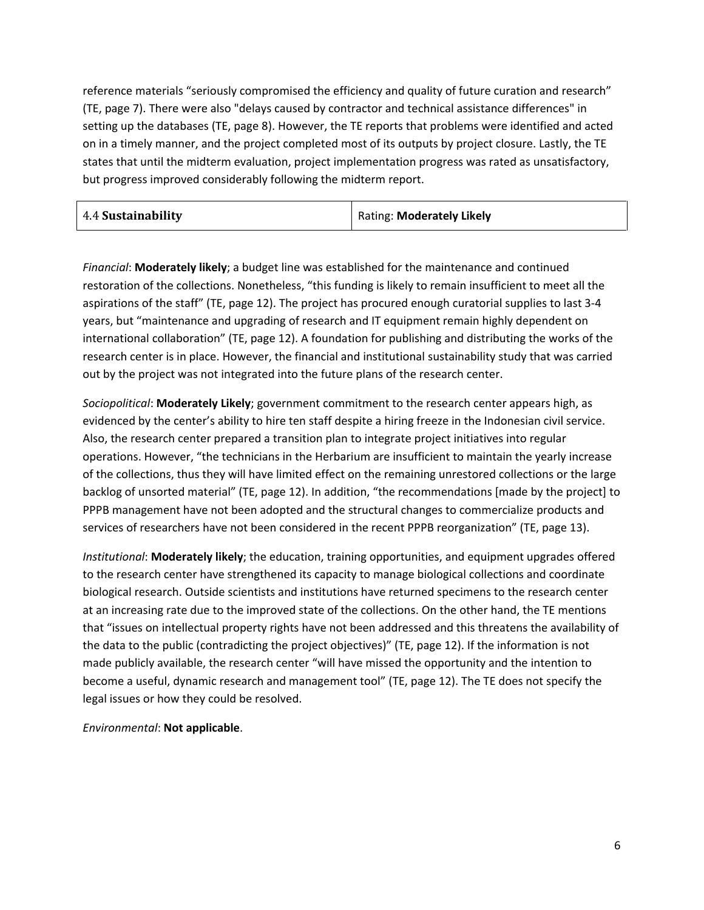reference materials “seriously compromised the efficiency and quality of future curation and research” (TE, page 7). There were also "delays caused by contractor and technical assistance differences" in setting up the databases (TE, page 8). However, the TE reports that problems were identified and acted on in a timely manner, and the project completed most of its outputs by project closure. Lastly, the TE states that until the midterm evaluation, project implementation progress was rated as unsatisfactory, but progress improved considerably following the midterm report.

| 4.4 **Sustainability** | Rating: **Moderately Likely** |
|---|---|

*Financial*: **Moderately likely**; a budget line was established for the maintenance and continued restoration of the collections. Nonetheless, “this funding is likely to remain insufficient to meet all the aspirations of the staff” (TE, page 12). The project has procured enough curatorial supplies to last 3-4 years, but “maintenance and upgrading of research and IT equipment remain highly dependent on international collaboration” (TE, page 12). A foundation for publishing and distributing the works of the research center is in place. However, the financial and institutional sustainability study that was carried out by the project was not integrated into the future plans of the research center.

*Sociopolitical*: **Moderately Likely**; government commitment to the research center appears high, as evidenced by the center’s ability to hire ten staff despite a hiring freeze in the Indonesian civil service. Also, the research center prepared a transition plan to integrate project initiatives into regular operations. However, “the technicians in the Herbarium are insufficient to maintain the yearly increase of the collections, thus they will have limited effect on the remaining unrestored collections or the large backlog of unsorted material” (TE, page 12). In addition, “the recommendations [made by the project] to PPPB management have not been adopted and the structural changes to commercialize products and services of researchers have not been considered in the recent PPPB reorganization” (TE, page 13).

*Institutional*: **Moderately likely**; the education, training opportunities, and equipment upgrades offered to the research center have strengthened its capacity to manage biological collections and coordinate biological research. Outside scientists and institutions have returned specimens to the research center at an increasing rate due to the improved state of the collections. On the other hand, the TE mentions that “issues on intellectual property rights have not been addressed and this threatens the availability of the data to the public (contradicting the project objectives)” (TE, page 12). If the information is not made publicly available, the research center “will have missed the opportunity and the intention to become a useful, dynamic research and management tool” (TE, page 12). The TE does not specify the legal issues or how they could be resolved.

*Environmental*: **Not applicable**.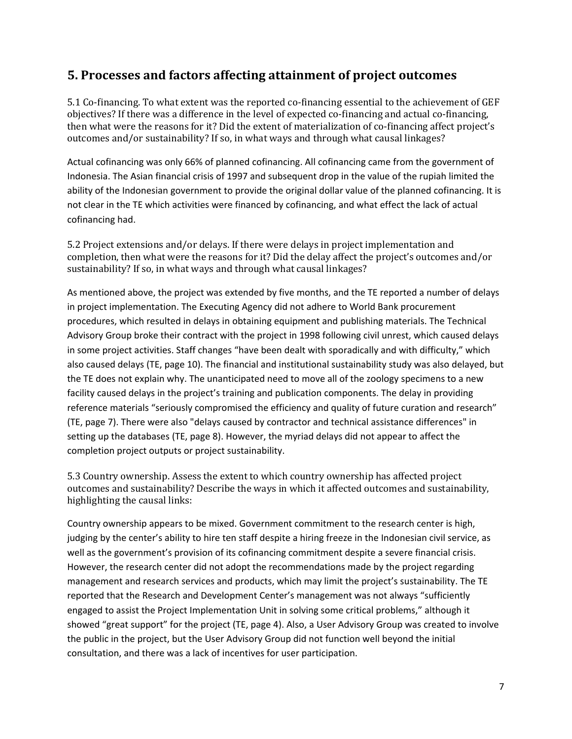## 5. Processes and factors affecting attainment of project outcomes

5.1 Co-financing. To what extent was the reported co-financing essential to the achievement of GEF objectives? If there was a difference in the level of expected co-financing and actual co-financing, then what were the reasons for it? Did the extent of materialization of co-financing affect project's outcomes and/or sustainability? If so, in what ways and through what causal linkages?

Actual cofinancing was only 66% of planned cofinancing. All cofinancing came from the government of Indonesia. The Asian financial crisis of 1997 and subsequent drop in the value of the rupiah limited the ability of the Indonesian government to provide the original dollar value of the planned cofinancing. It is not clear in the TE which activities were financed by cofinancing, and what effect the lack of actual cofinancing had.

5.2 Project extensions and/or delays. If there were delays in project implementation and completion, then what were the reasons for it? Did the delay affect the project's outcomes and/or sustainability? If so, in what ways and through what causal linkages?

As mentioned above, the project was extended by five months, and the TE reported a number of delays in project implementation. The Executing Agency did not adhere to World Bank procurement procedures, which resulted in delays in obtaining equipment and publishing materials. The Technical Advisory Group broke their contract with the project in 1998 following civil unrest, which caused delays in some project activities. Staff changes "have been dealt with sporadically and with difficulty," which also caused delays (TE, page 10). The financial and institutional sustainability study was also delayed, but the TE does not explain why. The unanticipated need to move all of the zoology specimens to a new facility caused delays in the project's training and publication components. The delay in providing reference materials "seriously compromised the efficiency and quality of future curation and research" (TE, page 7). There were also "delays caused by contractor and technical assistance differences" in setting up the databases (TE, page 8). However, the myriad delays did not appear to affect the completion project outputs or project sustainability.

5.3 Country ownership. Assess the extent to which country ownership has affected project outcomes and sustainability? Describe the ways in which it affected outcomes and sustainability, highlighting the causal links:

Country ownership appears to be mixed. Government commitment to the research center is high, judging by the center's ability to hire ten staff despite a hiring freeze in the Indonesian civil service, as well as the government's provision of its cofinancing commitment despite a severe financial crisis. However, the research center did not adopt the recommendations made by the project regarding management and research services and products, which may limit the project's sustainability. The TE reported that the Research and Development Center's management was not always "sufficiently engaged to assist the Project Implementation Unit in solving some critical problems," although it showed "great support" for the project (TE, page 4). Also, a User Advisory Group was created to involve the public in the project, but the User Advisory Group did not function well beyond the initial consultation, and there was a lack of incentives for user participation.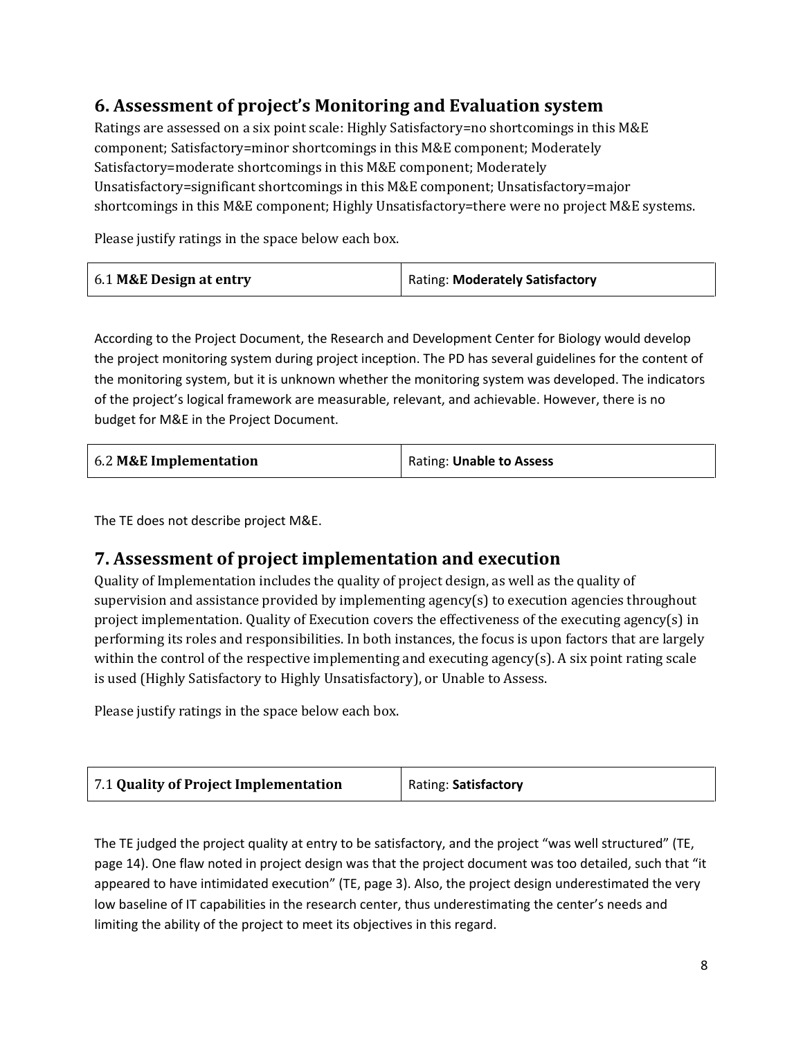## 6. Assessment of project's Monitoring and Evaluation system

Ratings are assessed on a six point scale: Highly Satisfactory=no shortcomings in this M&E component; Satisfactory=minor shortcomings in this M&E component; Moderately Satisfactory=moderate shortcomings in this M&E component; Moderately Unsatisfactory=significant shortcomings in this M&E component; Unsatisfactory=major shortcomings in this M&E component; Highly Unsatisfactory=there were no project M&E systems.

Please justify ratings in the space below each box.

| 6.1 **M&E Design at entry** | Rating: **Moderately Satisfactory** |
|---|---|

According to the Project Document, the Research and Development Center for Biology would develop the project monitoring system during project inception. The PD has several guidelines for the content of the monitoring system, but it is unknown whether the monitoring system was developed. The indicators of the project's logical framework are measurable, relevant, and achievable. However, there is no budget for M&E in the Project Document.

| 6.2 **M&E Implementation** | Rating: **Unable to Assess** |
|---|---|

The TE does not describe project M&E.

## 7. Assessment of project implementation and execution

Quality of Implementation includes the quality of project design, as well as the quality of supervision and assistance provided by implementing agency(s) to execution agencies throughout project implementation. Quality of Execution covers the effectiveness of the executing agency(s) in performing its roles and responsibilities. In both instances, the focus is upon factors that are largely within the control of the respective implementing and executing agency(s). A six point rating scale is used (Highly Satisfactory to Highly Unsatisfactory), or Unable to Assess.

Please justify ratings in the space below each box.

| 7.1 **Quality of Project Implementation** | Rating: **Satisfactory** |
|---|---|

The TE judged the project quality at entry to be satisfactory, and the project "was well structured" (TE, page 14). One flaw noted in project design was that the project document was too detailed, such that "it appeared to have intimidated execution" (TE, page 3). Also, the project design underestimated the very low baseline of IT capabilities in the research center, thus underestimating the center's needs and limiting the ability of the project to meet its objectives in this regard.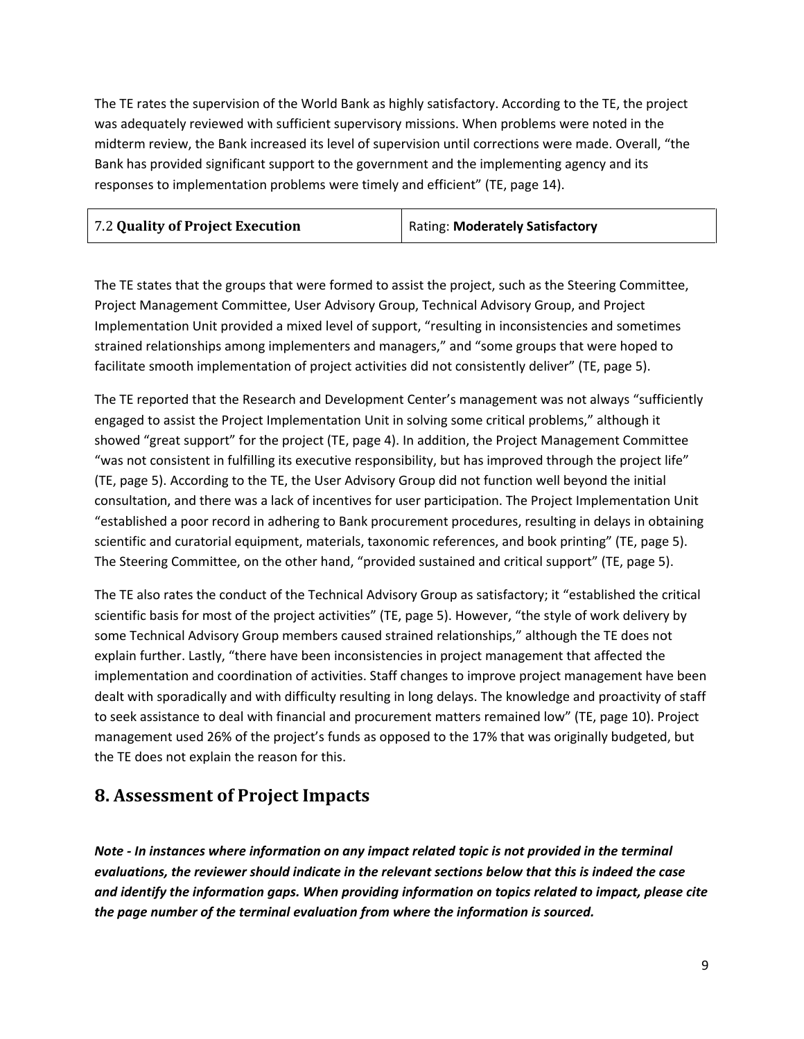The TE rates the supervision of the World Bank as highly satisfactory. According to the TE, the project was adequately reviewed with sufficient supervisory missions. When problems were noted in the midterm review, the Bank increased its level of supervision until corrections were made. Overall, "the Bank has provided significant support to the government and the implementing agency and its responses to implementation problems were timely and efficient" (TE, page 14).

| 7.2 **Quality of Project Execution** | Rating: **Moderately Satisfactory** |
|---|---|

The TE states that the groups that were formed to assist the project, such as the Steering Committee, Project Management Committee, User Advisory Group, Technical Advisory Group, and Project Implementation Unit provided a mixed level of support, "resulting in inconsistencies and sometimes strained relationships among implementers and managers," and "some groups that were hoped to facilitate smooth implementation of project activities did not consistently deliver" (TE, page 5).

The TE reported that the Research and Development Center's management was not always "sufficiently engaged to assist the Project Implementation Unit in solving some critical problems," although it showed "great support" for the project (TE, page 4). In addition, the Project Management Committee "was not consistent in fulfilling its executive responsibility, but has improved through the project life" (TE, page 5). According to the TE, the User Advisory Group did not function well beyond the initial consultation, and there was a lack of incentives for user participation. The Project Implementation Unit "established a poor record in adhering to Bank procurement procedures, resulting in delays in obtaining scientific and curatorial equipment, materials, taxonomic references, and book printing" (TE, page 5). The Steering Committee, on the other hand, "provided sustained and critical support" (TE, page 5).

The TE also rates the conduct of the Technical Advisory Group as satisfactory; it "established the critical scientific basis for most of the project activities" (TE, page 5). However, "the style of work delivery by some Technical Advisory Group members caused strained relationships," although the TE does not explain further. Lastly, "there have been inconsistencies in project management that affected the implementation and coordination of activities. Staff changes to improve project management have been dealt with sporadically and with difficulty resulting in long delays. The knowledge and proactivity of staff to seek assistance to deal with financial and procurement matters remained low" (TE, page 10). Project management used 26% of the project's funds as opposed to the 17% that was originally budgeted, but the TE does not explain the reason for this.

## 8. Assessment of Project Impacts

***Note - In instances where information on any impact related topic is not provided in the terminal evaluations, the reviewer should indicate in the relevant sections below that this is indeed the case and identify the information gaps. When providing information on topics related to impact, please cite the page number of the terminal evaluation from where the information is sourced.***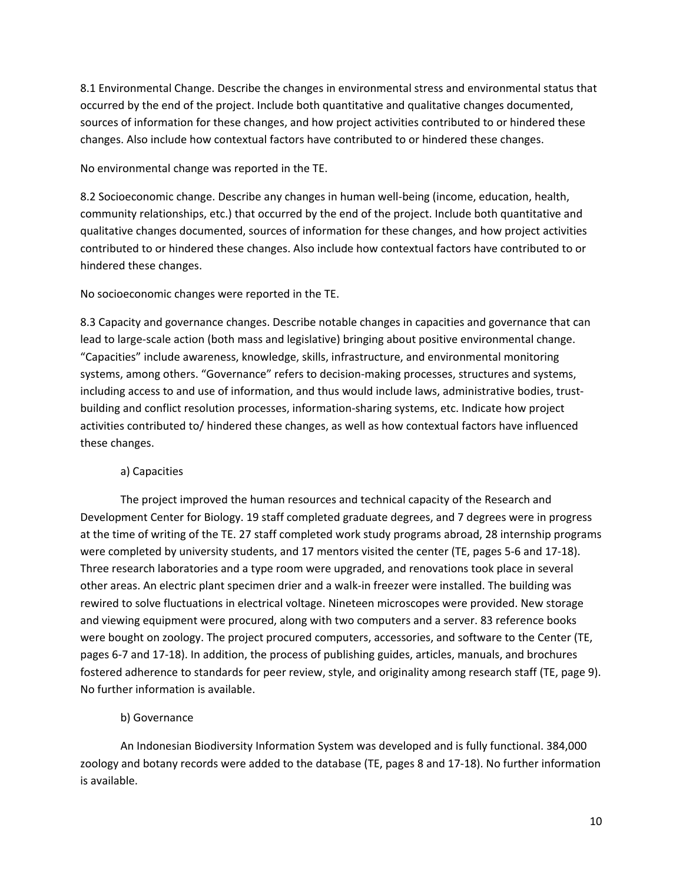8.1 Environmental Change. Describe the changes in environmental stress and environmental status that occurred by the end of the project. Include both quantitative and qualitative changes documented, sources of information for these changes, and how project activities contributed to or hindered these changes. Also include how contextual factors have contributed to or hindered these changes.

No environmental change was reported in the TE.

8.2 Socioeconomic change. Describe any changes in human well-being (income, education, health, community relationships, etc.) that occurred by the end of the project. Include both quantitative and qualitative changes documented, sources of information for these changes, and how project activities contributed to or hindered these changes. Also include how contextual factors have contributed to or hindered these changes.

No socioeconomic changes were reported in the TE.

8.3 Capacity and governance changes. Describe notable changes in capacities and governance that can lead to large-scale action (both mass and legislative) bringing about positive environmental change. "Capacities" include awareness, knowledge, skills, infrastructure, and environmental monitoring systems, among others. "Governance" refers to decision-making processes, structures and systems, including access to and use of information, and thus would include laws, administrative bodies, trust-building and conflict resolution processes, information-sharing systems, etc. Indicate how project activities contributed to/ hindered these changes, as well as how contextual factors have influenced these changes.

a) Capacities

The project improved the human resources and technical capacity of the Research and Development Center for Biology. 19 staff completed graduate degrees, and 7 degrees were in progress at the time of writing of the TE. 27 staff completed work study programs abroad, 28 internship programs were completed by university students, and 17 mentors visited the center (TE, pages 5-6 and 17-18). Three research laboratories and a type room were upgraded, and renovations took place in several other areas. An electric plant specimen drier and a walk-in freezer were installed. The building was rewired to solve fluctuations in electrical voltage. Nineteen microscopes were provided. New storage and viewing equipment were procured, along with two computers and a server. 83 reference books were bought on zoology. The project procured computers, accessories, and software to the Center (TE, pages 6-7 and 17-18). In addition, the process of publishing guides, articles, manuals, and brochures fostered adherence to standards for peer review, style, and originality among research staff (TE, page 9). No further information is available.

b) Governance

An Indonesian Biodiversity Information System was developed and is fully functional. 384,000 zoology and botany records were added to the database (TE, pages 8 and 17-18). No further information is available.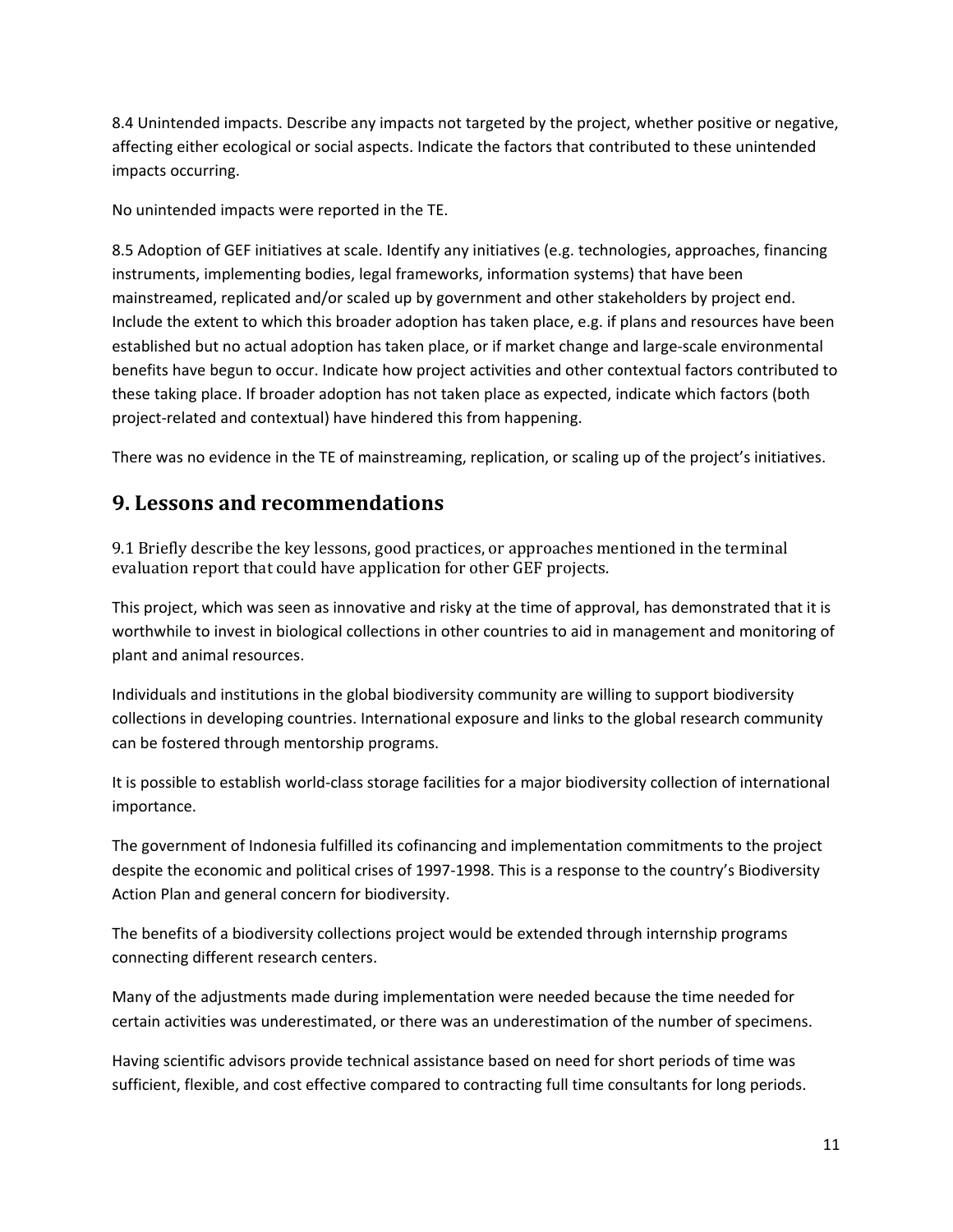8.4 Unintended impacts. Describe any impacts not targeted by the project, whether positive or negative, affecting either ecological or social aspects. Indicate the factors that contributed to these unintended impacts occurring.

No unintended impacts were reported in the TE.

8.5 Adoption of GEF initiatives at scale. Identify any initiatives (e.g. technologies, approaches, financing instruments, implementing bodies, legal frameworks, information systems) that have been mainstreamed, replicated and/or scaled up by government and other stakeholders by project end. Include the extent to which this broader adoption has taken place, e.g. if plans and resources have been established but no actual adoption has taken place, or if market change and large-scale environmental benefits have begun to occur. Indicate how project activities and other contextual factors contributed to these taking place. If broader adoption has not taken place as expected, indicate which factors (both project-related and contextual) have hindered this from happening.

There was no evidence in the TE of mainstreaming, replication, or scaling up of the project's initiatives.

## 9. Lessons and recommendations

9.1 Briefly describe the key lessons, good practices, or approaches mentioned in the terminal evaluation report that could have application for other GEF projects.

This project, which was seen as innovative and risky at the time of approval, has demonstrated that it is worthwhile to invest in biological collections in other countries to aid in management and monitoring of plant and animal resources.

Individuals and institutions in the global biodiversity community are willing to support biodiversity collections in developing countries. International exposure and links to the global research community can be fostered through mentorship programs.

It is possible to establish world-class storage facilities for a major biodiversity collection of international importance.

The government of Indonesia fulfilled its cofinancing and implementation commitments to the project despite the economic and political crises of 1997-1998. This is a response to the country's Biodiversity Action Plan and general concern for biodiversity.

The benefits of a biodiversity collections project would be extended through internship programs connecting different research centers.

Many of the adjustments made during implementation were needed because the time needed for certain activities was underestimated, or there was an underestimation of the number of specimens.

Having scientific advisors provide technical assistance based on need for short periods of time was sufficient, flexible, and cost effective compared to contracting full time consultants for long periods.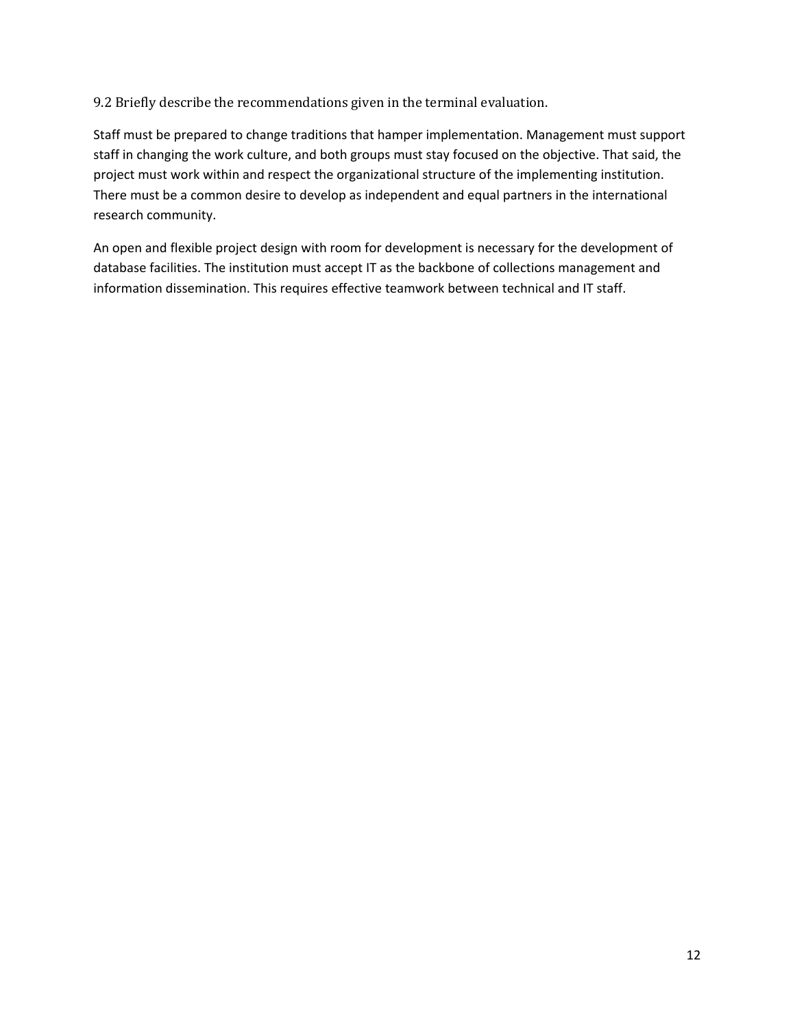### 9.2 Briefly describe the recommendations given in the terminal evaluation.

Staff must be prepared to change traditions that hamper implementation. Management must support staff in changing the work culture, and both groups must stay focused on the objective. That said, the project must work within and respect the organizational structure of the implementing institution. There must be a common desire to develop as independent and equal partners in the international research community.

An open and flexible project design with room for development is necessary for the development of database facilities. The institution must accept IT as the backbone of collections management and information dissemination. This requires effective teamwork between technical and IT staff.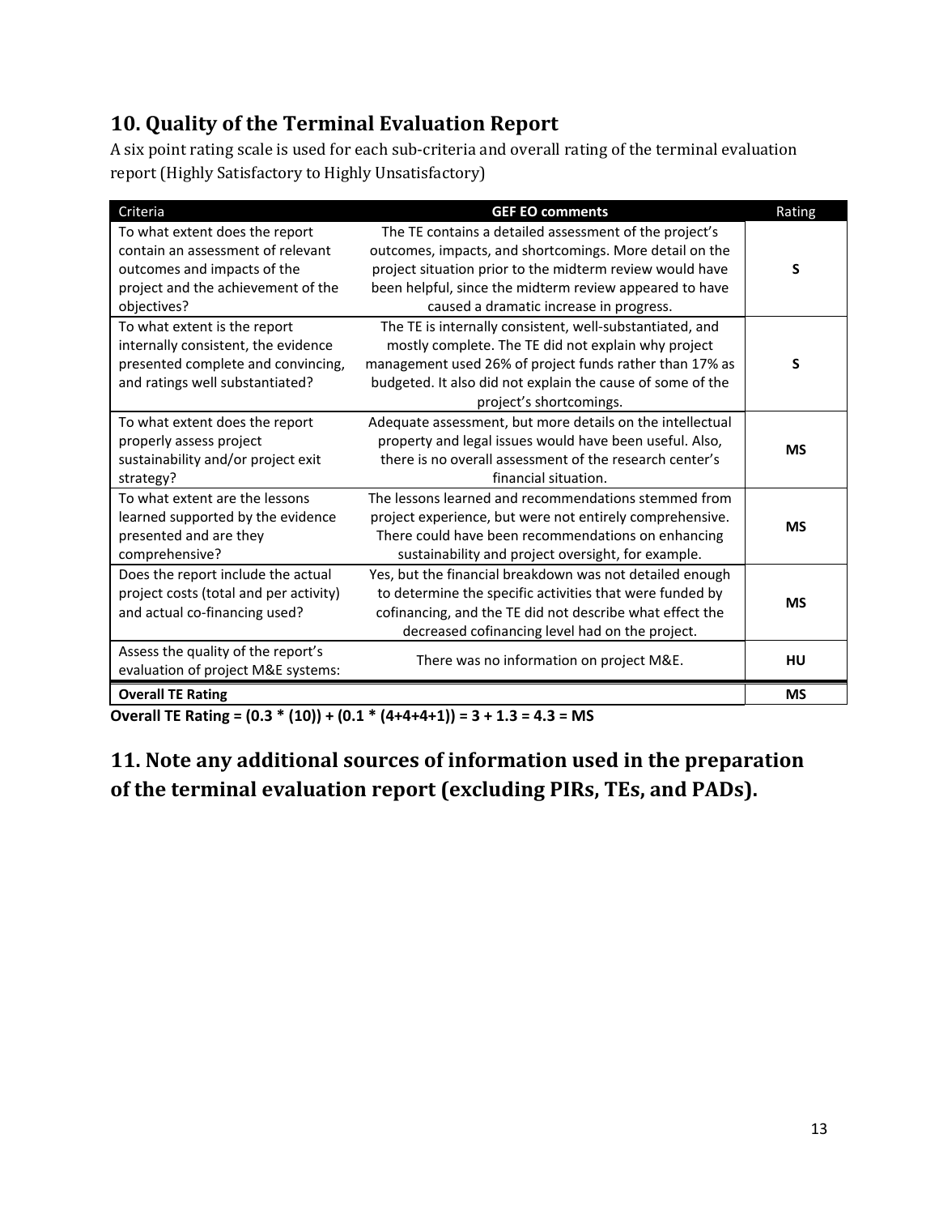## 10. Quality of the Terminal Evaluation Report

A six point rating scale is used for each sub-criteria and overall rating of the terminal evaluation report (Highly Satisfactory to Highly Unsatisfactory)

| Criteria | GEF EO comments | Rating |
|---|---|---|
| To what extent does the report contain an assessment of relevant outcomes and impacts of the project and the achievement of the objectives? | The TE contains a detailed assessment of the project's outcomes, impacts, and shortcomings. More detail on the project situation prior to the midterm review would have been helpful, since the midterm review appeared to have caused a dramatic increase in progress. | **S** |
| To what extent is the report internally consistent, the evidence presented complete and convincing, and ratings well substantiated? | The TE is internally consistent, well-substantiated, and mostly complete. The TE did not explain why project management used 26% of project funds rather than 17% as budgeted. It also did not explain the cause of some of the project's shortcomings. | **S** |
| To what extent does the report properly assess project sustainability and/or project exit strategy? | Adequate assessment, but more details on the intellectual property and legal issues would have been useful. Also, there is no overall assessment of the research center's financial situation. | **MS** |
| To what extent are the lessons learned supported by the evidence presented and are they comprehensive? | The lessons learned and recommendations stemmed from project experience, but were not entirely comprehensive. There could have been recommendations on enhancing sustainability and project oversight, for example. | **MS** |
| Does the report include the actual project costs (total and per activity) and actual co-financing used? | Yes, but the financial breakdown was not detailed enough to determine the specific activities that were funded by cofinancing, and the TE did not describe what effect the decreased cofinancing level had on the project. | **MS** |
| Assess the quality of the report's evaluation of project M&E systems: | There was no information on project M&E. | **HU** |
| **Overall TE Rating** | | **MS** |

**Overall TE Rating = (0.3 * (10)) + (0.1 * (4+4+4+1)) = 3 + 1.3 = 4.3 = MS**

## 11. Note any additional sources of information used in the preparation of the terminal evaluation report (excluding PIRs, TEs, and PADs).